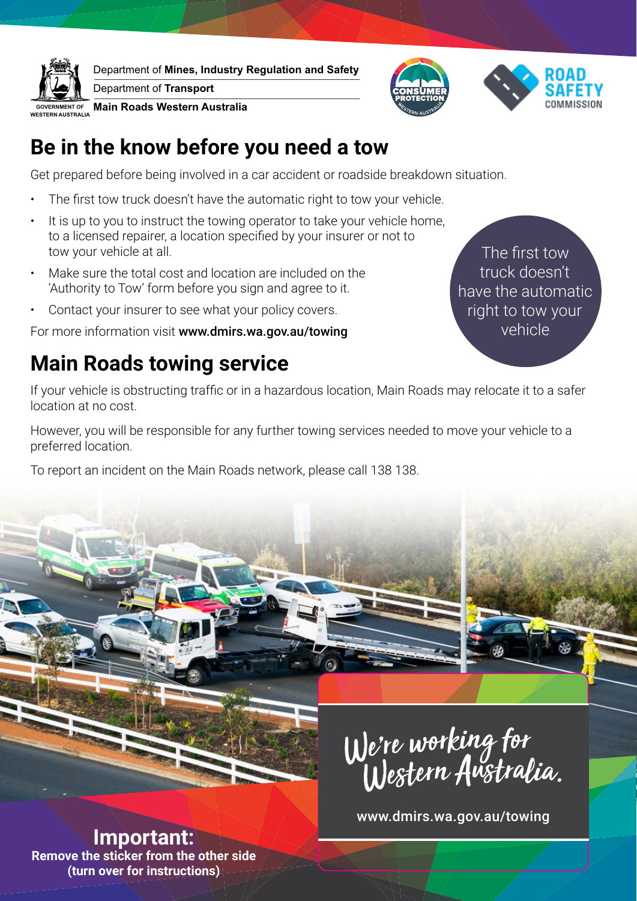Department of **Mines, Industry Regulation and Safety**

Department of **Transport**

**Main Roads Western Australia**

GOVERNMENT OF WESTERN AUSTRALIA

CONSUMER PROTECTION WESTERN AUSTRALIA

ROAD SAFETY COMMISSION

# Be in the know before you need a tow

Get prepared before being involved in a car accident or roadside breakdown situation.

- The first tow truck doesn't have the automatic right to tow your vehicle.
- It is up to you to instruct the towing operator to take your vehicle home, to a licensed repairer, a location specified by your insurer or not to tow your vehicle at all.
- Make sure the total cost and location are included on the 'Authority to Tow' form before you sign and agree to it.
- Contact your insurer to see what your policy covers.

For more information visit **www.dmirs.wa.gov.au/towing**

The first tow truck doesn't have the automatic right to tow your vehicle

# Main Roads towing service

If your vehicle is obstructing traffic or in a hazardous location, Main Roads may relocate it to a safer location at no cost.

However, you will be responsible for any further towing services needed to move your vehicle to a preferred location.

To report an incident on the Main Roads network, please call 138 138.

*We're working for Western Australia.*

www.dmirs.wa.gov.au/towing

**Important:**
**Remove the sticker from the other side (turn over for instructions)**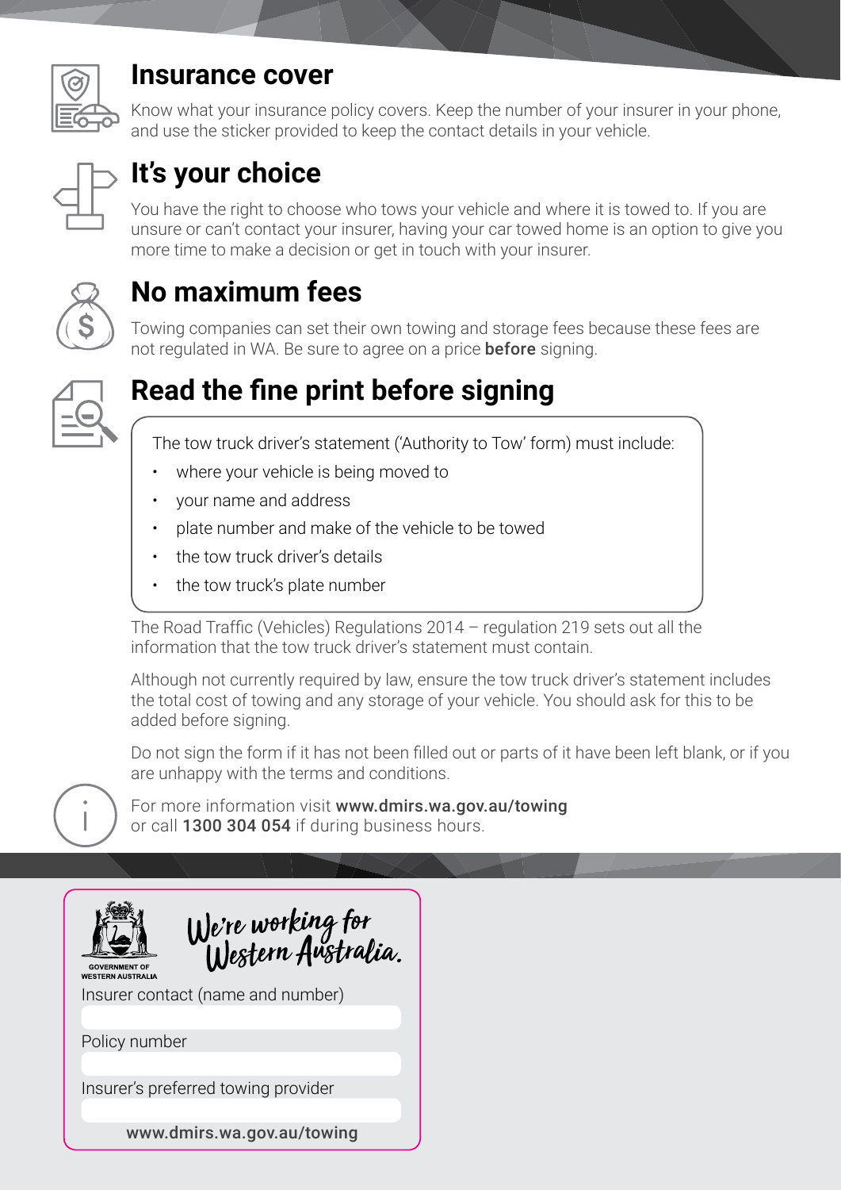## Insurance cover

Know what your insurance policy covers. Keep the number of your insurer in your phone, and use the sticker provided to keep the contact details in your vehicle.

## It's your choice

You have the right to choose who tows your vehicle and where it is towed to. If you are unsure or can't contact your insurer, having your car towed home is an option to give you more time to make a decision or get in touch with your insurer.

## No maximum fees

Towing companies can set their own towing and storage fees because these fees are not regulated in WA. Be sure to agree on a price **before** signing.

## Read the fine print before signing

The tow truck driver's statement ('Authority to Tow' form) must include:

- where your vehicle is being moved to
- your name and address
- plate number and make of the vehicle to be towed
- the tow truck driver's details
- the tow truck's plate number

The Road Traffic (Vehicles) Regulations 2014 – regulation 219 sets out all the information that the tow truck driver's statement must contain.

Although not currently required by law, ensure the tow truck driver's statement includes the total cost of towing and any storage of your vehicle. You should ask for this to be added before signing.

Do not sign the form if it has not been filled out or parts of it have been left blank, or if you are unhappy with the terms and conditions.

For more information visit **www.dmirs.wa.gov.au/towing** or call **1300 304 054** if during business hours.

GOVERNMENT OF WESTERN AUSTRALIA

We're working for Western Australia.

Insurer contact (name and number)

Policy number

Insurer's preferred towing provider

www.dmirs.wa.gov.au/towing